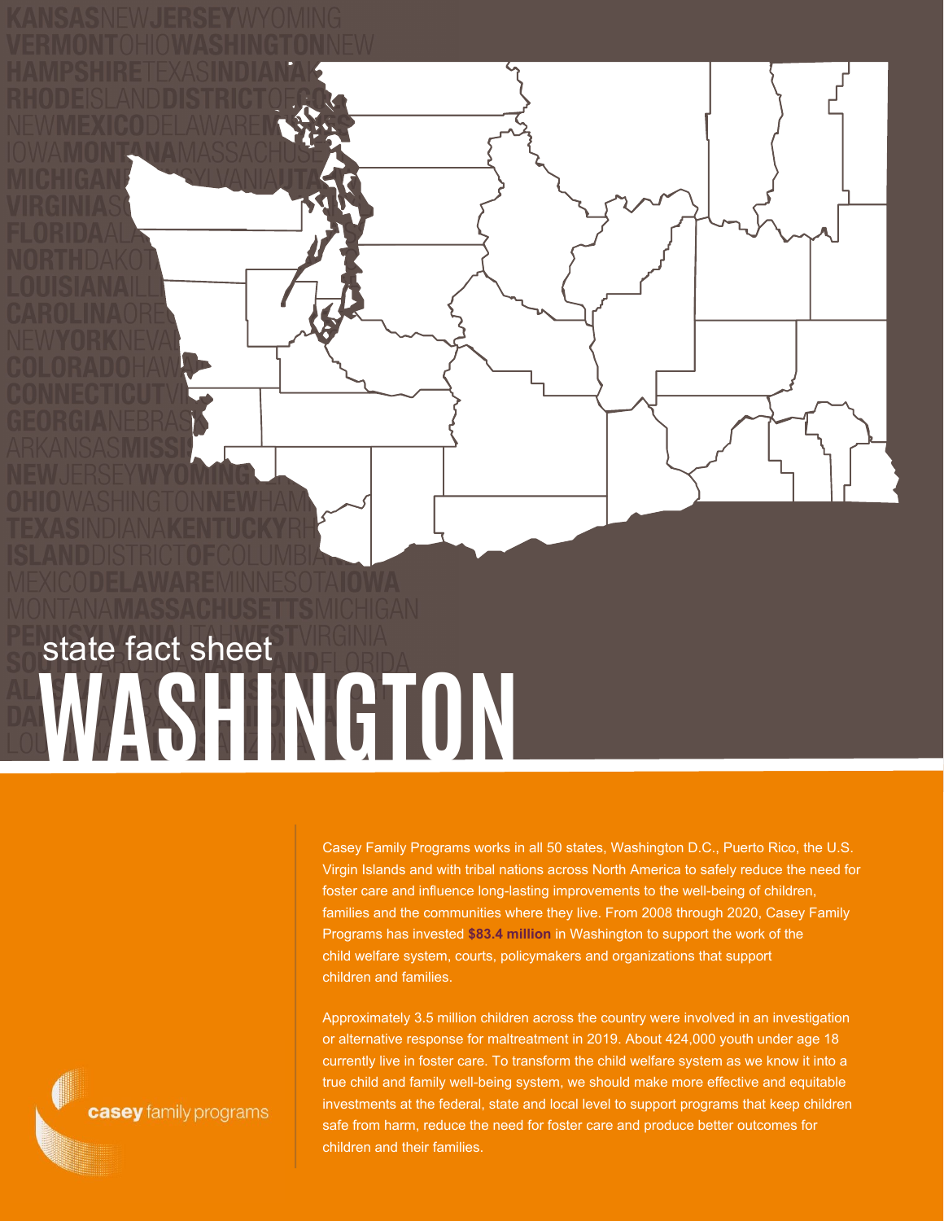state fact sheet

# WASHINGTON

Casey Family Programs works in all 50 states, Washington D.C., Puerto Rico, the U.S. Virgin Islands and with tribal nations across North America to safely reduce the need for foster care and influence long-lasting improvements to the well-being of children, families and the communities where they live. From 2008 through 2020, Casey Family Programs has invested **$83.4 million** in Washington to support the work of the child welfare system, courts, policymakers and organizations that support children and families.

Approximately 3.5 million children across the country were involved in an investigation or alternative response for maltreatment in 2019. About 424,000 youth under age 18 currently live in foster care. To transform the child welfare system as we know it into a true child and family well-being system, we should make more effective and equitable investments at the federal, state and local level to support programs that keep children safe from harm, reduce the need for foster care and produce better outcomes for children and their families.

**casey** family programs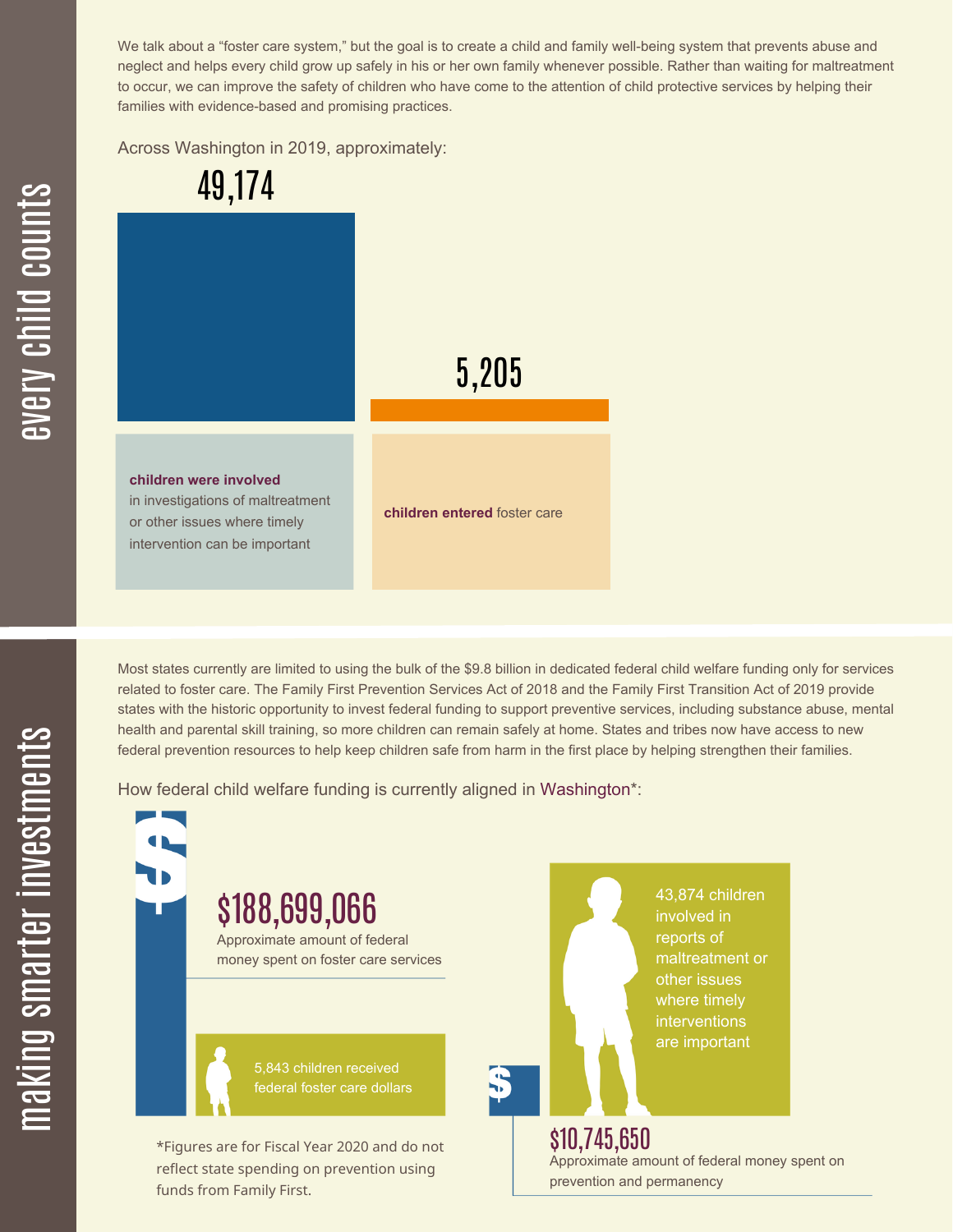## every child counts

We talk about a "foster care system," but the goal is to create a child and family well-being system that prevents abuse and neglect and helps every child grow up safely in his or her own family whenever possible. Rather than waiting for maltreatment to occur, we can improve the safety of children who have come to the attention of child protective services by helping their families with evidence-based and promising practices.

Across Washington in 2019, approximately:

**49,174**

**children were involved** in investigations of maltreatment or other issues where timely intervention can be important

**5,205**

**children entered** foster care

## making smarter investments

Most states currently are limited to using the bulk of the $9.8 billion in dedicated federal child welfare funding only for services related to foster care. The Family First Prevention Services Act of 2018 and the Family First Transition Act of 2019 provide states with the historic opportunity to invest federal funding to support preventive services, including substance abuse, mental health and parental skill training, so more children can remain safely at home. States and tribes now have access to new federal prevention resources to help keep children safe from harm in the first place by helping strengthen their families.

How federal child welfare funding is currently aligned in Washington*:

**$188,699,066**

Approximate amount of federal money spent on foster care services

5,843 children received federal foster care dollars

43,874 children involved in reports of maltreatment or other issues where timely interventions are important

**$10,745,650**

Approximate amount of federal money spent on prevention and permanency

*Figures are for Fiscal Year 2020 and do not reflect state spending on prevention using funds from Family First.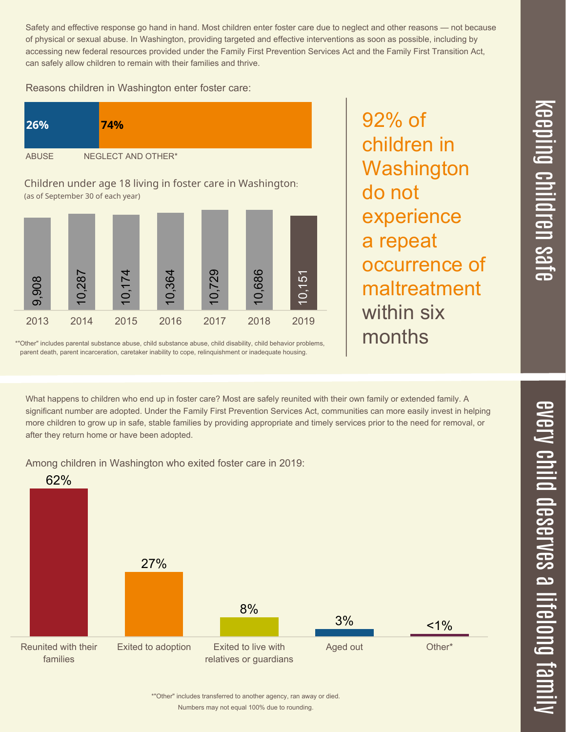## keeping children safe

Safety and effective response go hand in hand. Most children enter foster care due to neglect and other reasons — not because of physical or sexual abuse. In Washington, providing targeted and effective interventions as soon as possible, including by accessing new federal resources provided under the Family First Prevention Services Act and the Family First Transition Act, can safely allow children to remain with their families and thrive.

Reasons children in Washington enter foster care:

| ABUSE | NEGLECT AND OTHER* |
| --- | --- |
| 26% | 74% |

Children under age 18 living in foster care in Washington:
(as of September 30 of each year)

| Year | Children |
| --- | --- |
| 2013 | 9,908 |
| 2014 | 10,287 |
| 2015 | 10,174 |
| 2016 | 10,364 |
| 2017 | 10,729 |
| 2018 | 10,686 |
| 2019 | 10,151 |

*"Other" includes parental substance abuse, child substance abuse, child disability, child behavior problems, parent death, parent incarceration, caretaker inability to cope, relinquishment or inadequate housing.

**92% of children in Washington do not experience a repeat occurrence of maltreatment within six months**

## every child deserves a lifelong family

What happens to children who end up in foster care? Most are safely reunited with their own family or extended family. A significant number are adopted. Under the Family First Prevention Services Act, communities can more easily invest in helping more children to grow up in safe, stable families by providing appropriate and timely services prior to the need for removal, or after they return home or have been adopted.

Among children in Washington who exited foster care in 2019:

| Reunited with their families | Exited to adoption | Exited to live with relatives or guardians | Aged out | Other* |
| --- | --- | --- | --- | --- |
| 62% | 27% | 8% | 3% | <1% |

*"Other" includes transferred to another agency, ran away or died.
Numbers may not equal 100% due to rounding.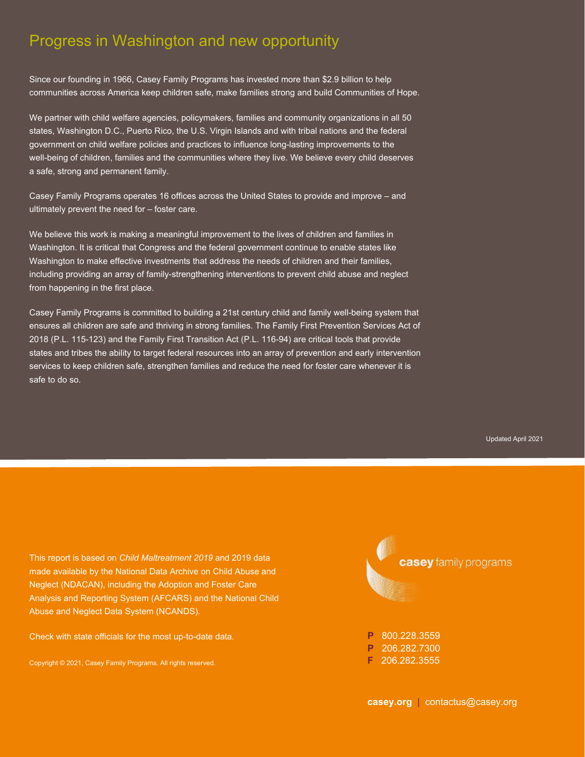# Progress in Washington and new opportunity

Since our founding in 1966, Casey Family Programs has invested more than $2.9 billion to help communities across America keep children safe, make families strong and build Communities of Hope.

We partner with child welfare agencies, policymakers, families and community organizations in all 50 states, Washington D.C., Puerto Rico, the U.S. Virgin Islands and with tribal nations and the federal government on child welfare policies and practices to influence long-lasting improvements to the well-being of children, families and the communities where they live. We believe every child deserves a safe, strong and permanent family.

Casey Family Programs operates 16 offices across the United States to provide and improve – and ultimately prevent the need for – foster care.

We believe this work is making a meaningful improvement to the lives of children and families in Washington. It is critical that Congress and the federal government continue to enable states like Washington to make effective investments that address the needs of children and their families, including providing an array of family-strengthening interventions to prevent child abuse and neglect from happening in the first place.

Casey Family Programs is committed to building a 21st century child and family well-being system that ensures all children are safe and thriving in strong families. The Family First Prevention Services Act of 2018 (P.L. 115-123) and the Family First Transition Act (P.L. 116-94) are critical tools that provide states and tribes the ability to target federal resources into an array of prevention and early intervention services to keep children safe, strengthen families and reduce the need for foster care whenever it is safe to do so.

Updated April 2021

This report is based on *Child Maltreatment 2019* and 2019 data made available by the National Data Archive on Child Abuse and Neglect (NDACAN), including the Adoption and Foster Care Analysis and Reporting System (AFCARS) and the National Child Abuse and Neglect Data System (NCANDS).

Check with state officials for the most up-to-date data.

Copyright © 2021, Casey Family Programs. All rights reserved.

**casey** family programs

**P** 800.228.3559
**P** 206.282.7300
**F** 206.282.3555

**casey.org** | contactus@casey.org